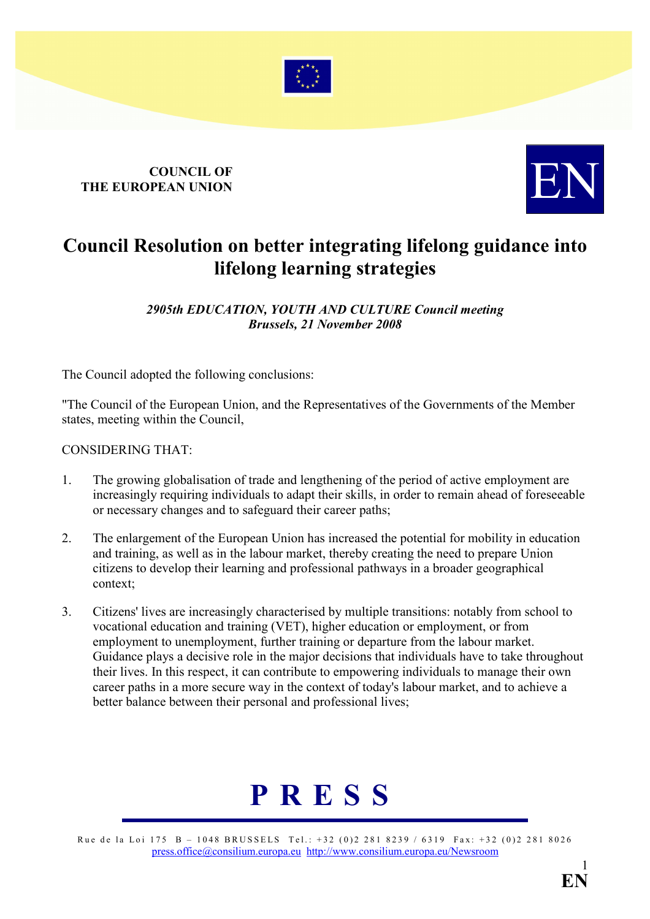**COUNCIL OF THE EUROPEAN UNION**

**EN**

# Council Resolution on better integrating lifelong guidance into lifelong learning strategies

***2905th EDUCATION, YOUTH AND CULTURE Council meeting***
***Brussels, 21 November 2008***

The Council adopted the following conclusions:

"The Council of the European Union, and the Representatives of the Governments of the Member states, meeting within the Council,

CONSIDERING THAT:

1. The growing globalisation of trade and lengthening of the period of active employment are increasingly requiring individuals to adapt their skills, in order to remain ahead of foreseeable or necessary changes and to safeguard their career paths;

2. The enlargement of the European Union has increased the potential for mobility in education and training, as well as in the labour market, thereby creating the need to prepare Union citizens to develop their learning and professional pathways in a broader geographical context;

3. Citizens' lives are increasingly characterised by multiple transitions: notably from school to vocational education and training (VET), higher education or employment, or from employment to unemployment, further training or departure from the labour market. Guidance plays a decisive role in the major decisions that individuals have to take throughout their lives. In this respect, it can contribute to empowering individuals to manage their own career paths in a more secure way in the context of today's labour market, and to achieve a better balance between their personal and professional lives;

**P R E S S**

Rue de la Loi 175 B – 1048 BRUSSELS Tel.: +32 (0)2 281 8239 / 6319 Fax: +32 (0)2 281 8026
press.office@consilium.europa.eu http://www.consilium.europa.eu/Newsroom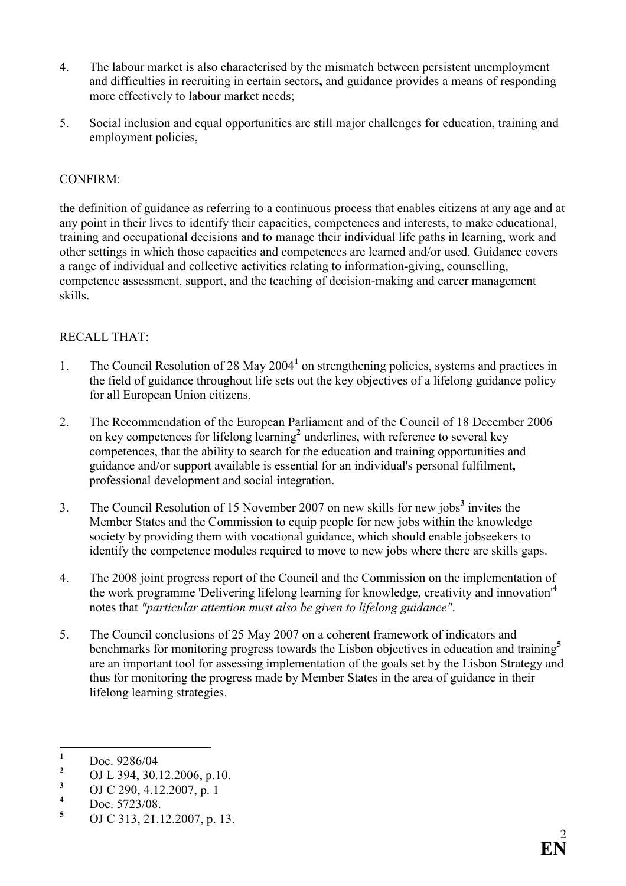4. The labour market is also characterised by the mismatch between persistent unemployment and difficulties in recruiting in certain sectors**,** and guidance provides a means of responding more effectively to labour market needs;

5. Social inclusion and equal opportunities are still major challenges for education, training and employment policies,

CONFIRM:

the definition of guidance as referring to a continuous process that enables citizens at any age and at any point in their lives to identify their capacities, competences and interests, to make educational, training and occupational decisions and to manage their individual life paths in learning, work and other settings in which those capacities and competences are learned and/or used. Guidance covers a range of individual and collective activities relating to information-giving, counselling, competence assessment, support, and the teaching of decision-making and career management skills.

RECALL THAT:

1. The Council Resolution of 28 May 2004[1] on strengthening policies, systems and practices in the field of guidance throughout life sets out the key objectives of a lifelong guidance policy for all European Union citizens.

2. The Recommendation of the European Parliament and of the Council of 18 December 2006 on key competences for lifelong learning[2] underlines, with reference to several key competences, that the ability to search for the education and training opportunities and guidance and/or support available is essential for an individual's personal fulfilment**,** professional development and social integration.

3. The Council Resolution of 15 November 2007 on new skills for new jobs[3] invites the Member States and the Commission to equip people for new jobs within the knowledge society by providing them with vocational guidance, which should enable jobseekers to identify the competence modules required to move to new jobs where there are skills gaps.

4. The 2008 joint progress report of the Council and the Commission on the implementation of the work programme 'Delivering lifelong learning for knowledge, creativity and innovation'[4] notes that *"particular attention must also be given to lifelong guidance"*.

5. The Council conclusions of 25 May 2007 on a coherent framework of indicators and benchmarks for monitoring progress towards the Lisbon objectives in education and training[5] are an important tool for assessing implementation of the goals set by the Lisbon Strategy and thus for monitoring the progress made by Member States in the area of guidance in their lifelong learning strategies.

---

[1] Doc. 9286/04

[2] OJ L 394, 30.12.2006, p.10.

[3] OJ C 290, 4.12.2007, p. 1

[4] Doc. 5723/08.

[5] OJ C 313, 21.12.2007, p. 13.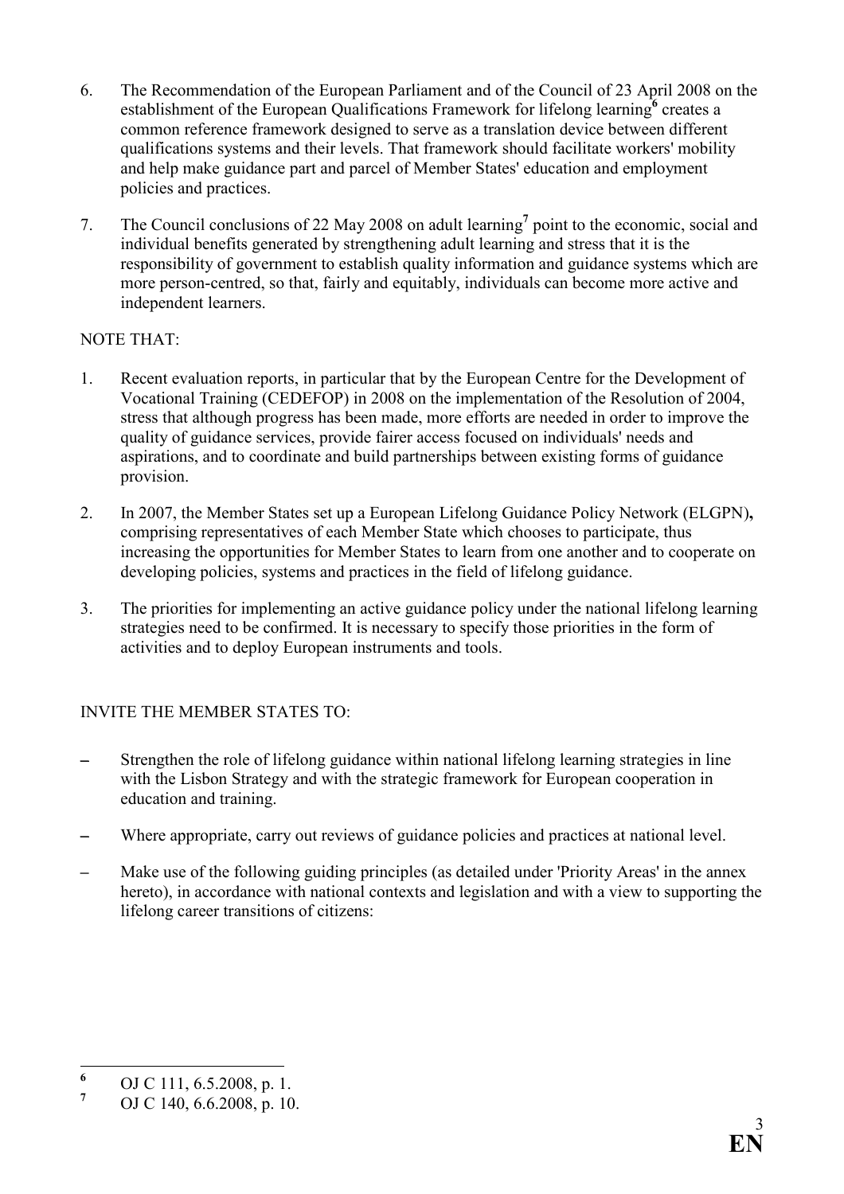6. The Recommendation of the European Parliament and of the Council of 23 April 2008 on the establishment of the European Qualifications Framework for lifelong learning[6] creates a common reference framework designed to serve as a translation device between different qualifications systems and their levels. That framework should facilitate workers' mobility and help make guidance part and parcel of Member States' education and employment policies and practices.

7. The Council conclusions of 22 May 2008 on adult learning[7] point to the economic, social and individual benefits generated by strengthening adult learning and stress that it is the responsibility of government to establish quality information and guidance systems which are more person-centred, so that, fairly and equitably, individuals can become more active and independent learners.

NOTE THAT:

1. Recent evaluation reports, in particular that by the European Centre for the Development of Vocational Training (CEDEFOP) in 2008 on the implementation of the Resolution of 2004, stress that although progress has been made, more efforts are needed in order to improve the quality of guidance services, provide fairer access focused on individuals' needs and aspirations, and to coordinate and build partnerships between existing forms of guidance provision.

2. In 2007, the Member States set up a European Lifelong Guidance Policy Network (ELGPN)**,** comprising representatives of each Member State which chooses to participate, thus increasing the opportunities for Member States to learn from one another and to cooperate on developing policies, systems and practices in the field of lifelong guidance.

3. The priorities for implementing an active guidance policy under the national lifelong learning strategies need to be confirmed. It is necessary to specify those priorities in the form of activities and to deploy European instruments and tools.

INVITE THE MEMBER STATES TO:

– Strengthen the role of lifelong guidance within national lifelong learning strategies in line with the Lisbon Strategy and with the strategic framework for European cooperation in education and training.

– Where appropriate, carry out reviews of guidance policies and practices at national level.

– Make use of the following guiding principles (as detailed under 'Priority Areas' in the annex hereto), in accordance with national contexts and legislation and with a view to supporting the lifelong career transitions of citizens:

---

[6] OJ C 111, 6.5.2008, p. 1.

[7] OJ C 140, 6.6.2008, p. 10.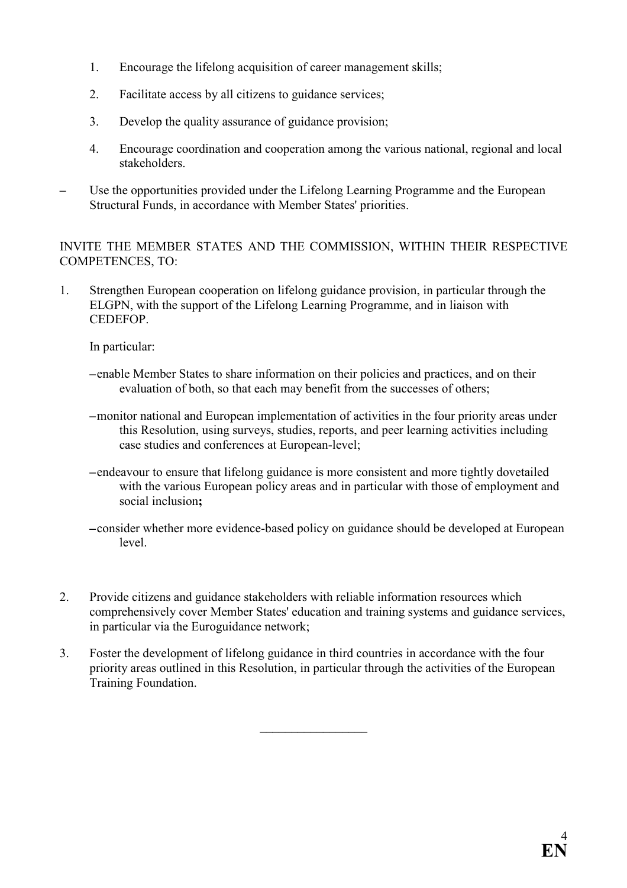1. Encourage the lifelong acquisition of career management skills;

2. Facilitate access by all citizens to guidance services;

3. Develop the quality assurance of guidance provision;

4. Encourage coordination and cooperation among the various national, regional and local stakeholders.

- Use the opportunities provided under the Lifelong Learning Programme and the European Structural Funds, in accordance with Member States' priorities.

INVITE THE MEMBER STATES AND THE COMMISSION, WITHIN THEIR RESPECTIVE COMPETENCES, TO:

1. Strengthen European cooperation on lifelong guidance provision, in particular through the ELGPN, with the support of the Lifelong Learning Programme, and in liaison with CEDEFOP.

   In particular:

   - enable Member States to share information on their policies and practices, and on their evaluation of both, so that each may benefit from the successes of others;

   - monitor national and European implementation of activities in the four priority areas under this Resolution, using surveys, studies, reports, and peer learning activities including case studies and conferences at European-level;

   - endeavour to ensure that lifelong guidance is more consistent and more tightly dovetailed with the various European policy areas and in particular with those of employment and social inclusion**;**

   - consider whether more evidence-based policy on guidance should be developed at European level.

2. Provide citizens and guidance stakeholders with reliable information resources which comprehensively cover Member States' education and training systems and guidance services, in particular via the Euroguidance network;

3. Foster the development of lifelong guidance in third countries in accordance with the four priority areas outlined in this Resolution, in particular through the activities of the European Training Foundation.

_________________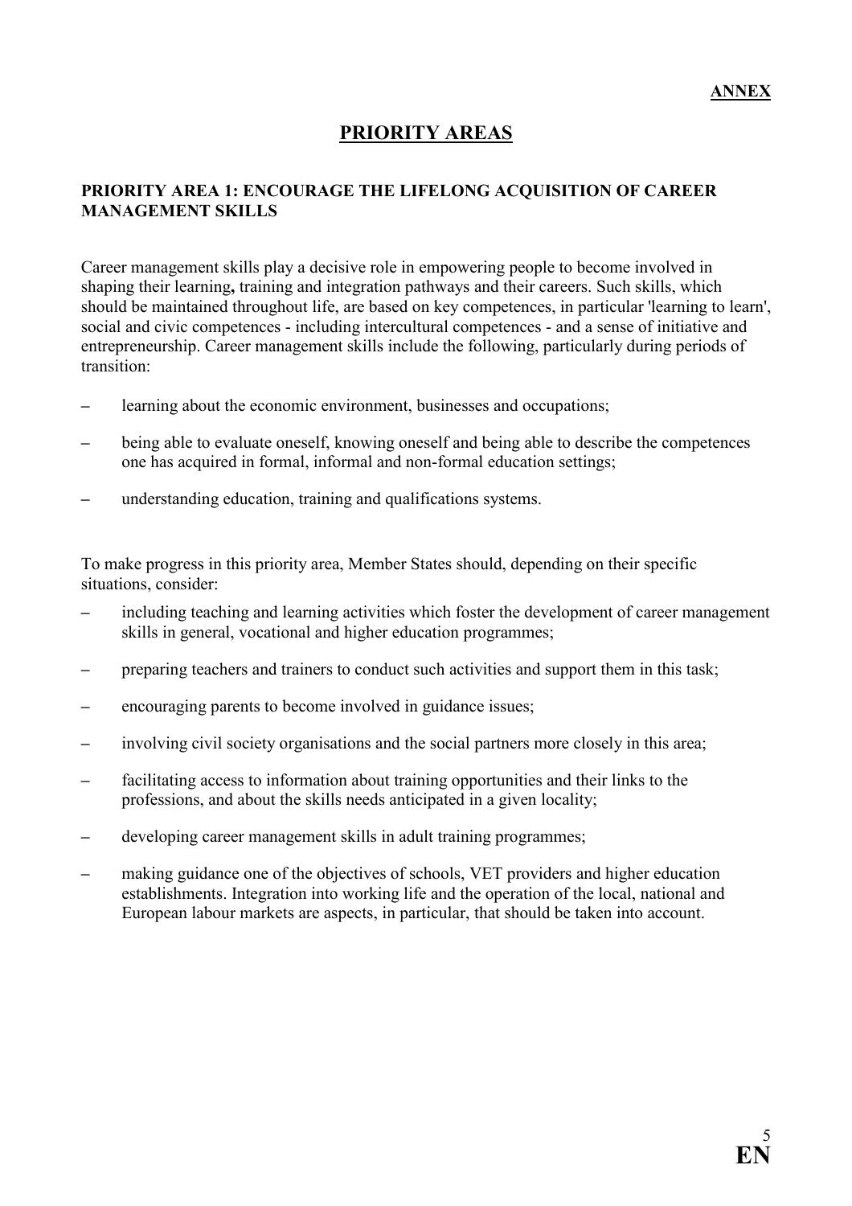**ANNEX**

# PRIORITY AREAS

## PRIORITY AREA 1: ENCOURAGE THE LIFELONG ACQUISITION OF CAREER MANAGEMENT SKILLS

Career management skills play a decisive role in empowering people to become involved in shaping their learning**,** training and integration pathways and their careers. Such skills, which should be maintained throughout life, are based on key competences, in particular 'learning to learn', social and civic competences - including intercultural competences - and a sense of initiative and entrepreneurship. Career management skills include the following, particularly during periods of transition:

- learning about the economic environment, businesses and occupations;
- being able to evaluate oneself, knowing oneself and being able to describe the competences one has acquired in formal, informal and non-formal education settings;
- understanding education, training and qualifications systems.

To make progress in this priority area, Member States should, depending on their specific situations, consider:

- including teaching and learning activities which foster the development of career management skills in general, vocational and higher education programmes;
- preparing teachers and trainers to conduct such activities and support them in this task;
- encouraging parents to become involved in guidance issues;
- involving civil society organisations and the social partners more closely in this area;
- facilitating access to information about training opportunities and their links to the professions, and about the skills needs anticipated in a given locality;
- developing career management skills in adult training programmes;
- making guidance one of the objectives of schools, VET providers and higher education establishments. Integration into working life and the operation of the local, national and European labour markets are aspects, in particular, that should be taken into account.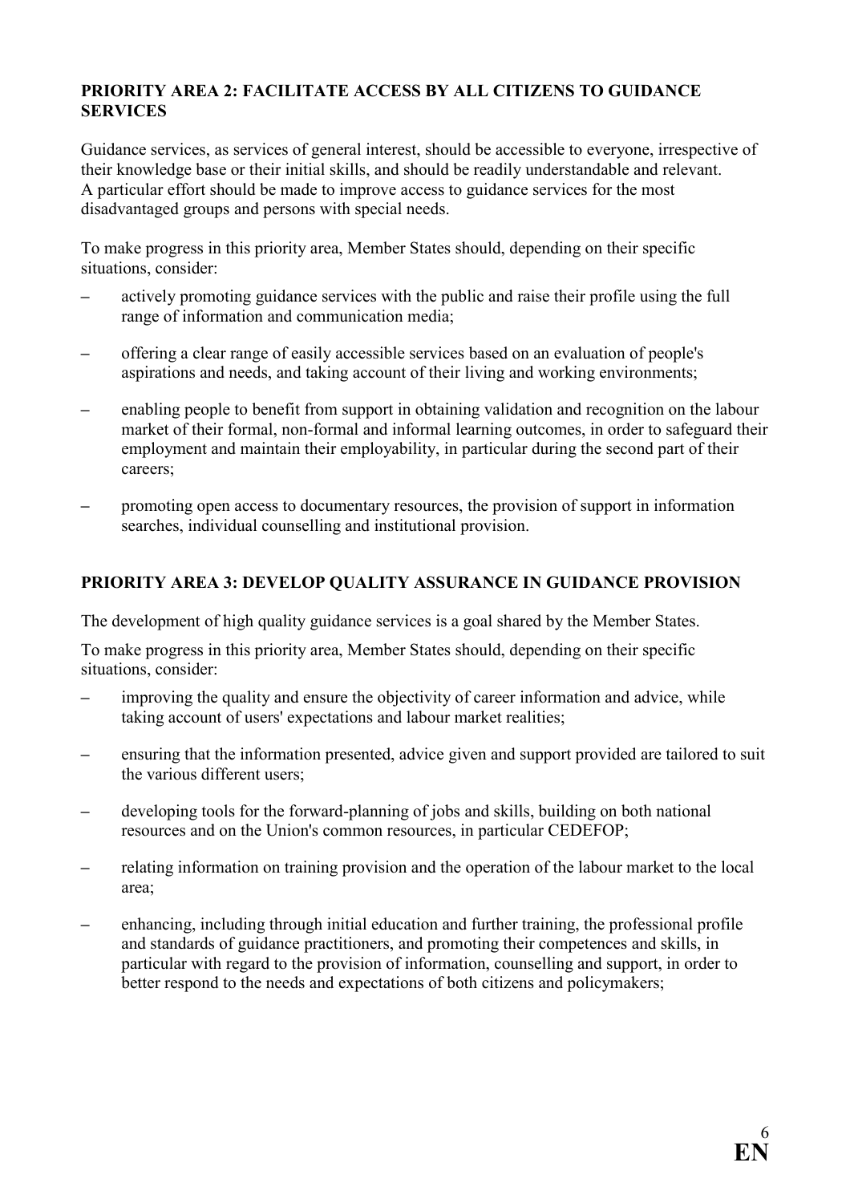## PRIORITY AREA 2: FACILITATE ACCESS BY ALL CITIZENS TO GUIDANCE SERVICES

Guidance services, as services of general interest, should be accessible to everyone, irrespective of their knowledge base or their initial skills, and should be readily understandable and relevant. A particular effort should be made to improve access to guidance services for the most disadvantaged groups and persons with special needs.

To make progress in this priority area, Member States should, depending on their specific situations, consider:

– actively promoting guidance services with the public and raise their profile using the full range of information and communication media;

– offering a clear range of easily accessible services based on an evaluation of people's aspirations and needs, and taking account of their living and working environments;

– enabling people to benefit from support in obtaining validation and recognition on the labour market of their formal, non-formal and informal learning outcomes, in order to safeguard their employment and maintain their employability, in particular during the second part of their careers;

– promoting open access to documentary resources, the provision of support in information searches, individual counselling and institutional provision.

## PRIORITY AREA 3: DEVELOP QUALITY ASSURANCE IN GUIDANCE PROVISION

The development of high quality guidance services is a goal shared by the Member States.

To make progress in this priority area, Member States should, depending on their specific situations, consider:

– improving the quality and ensure the objectivity of career information and advice, while taking account of users' expectations and labour market realities;

– ensuring that the information presented, advice given and support provided are tailored to suit the various different users;

– developing tools for the forward-planning of jobs and skills, building on both national resources and on the Union's common resources, in particular CEDEFOP;

– relating information on training provision and the operation of the labour market to the local area;

– enhancing, including through initial education and further training, the professional profile and standards of guidance practitioners, and promoting their competences and skills, in particular with regard to the provision of information, counselling and support, in order to better respond to the needs and expectations of both citizens and policymakers;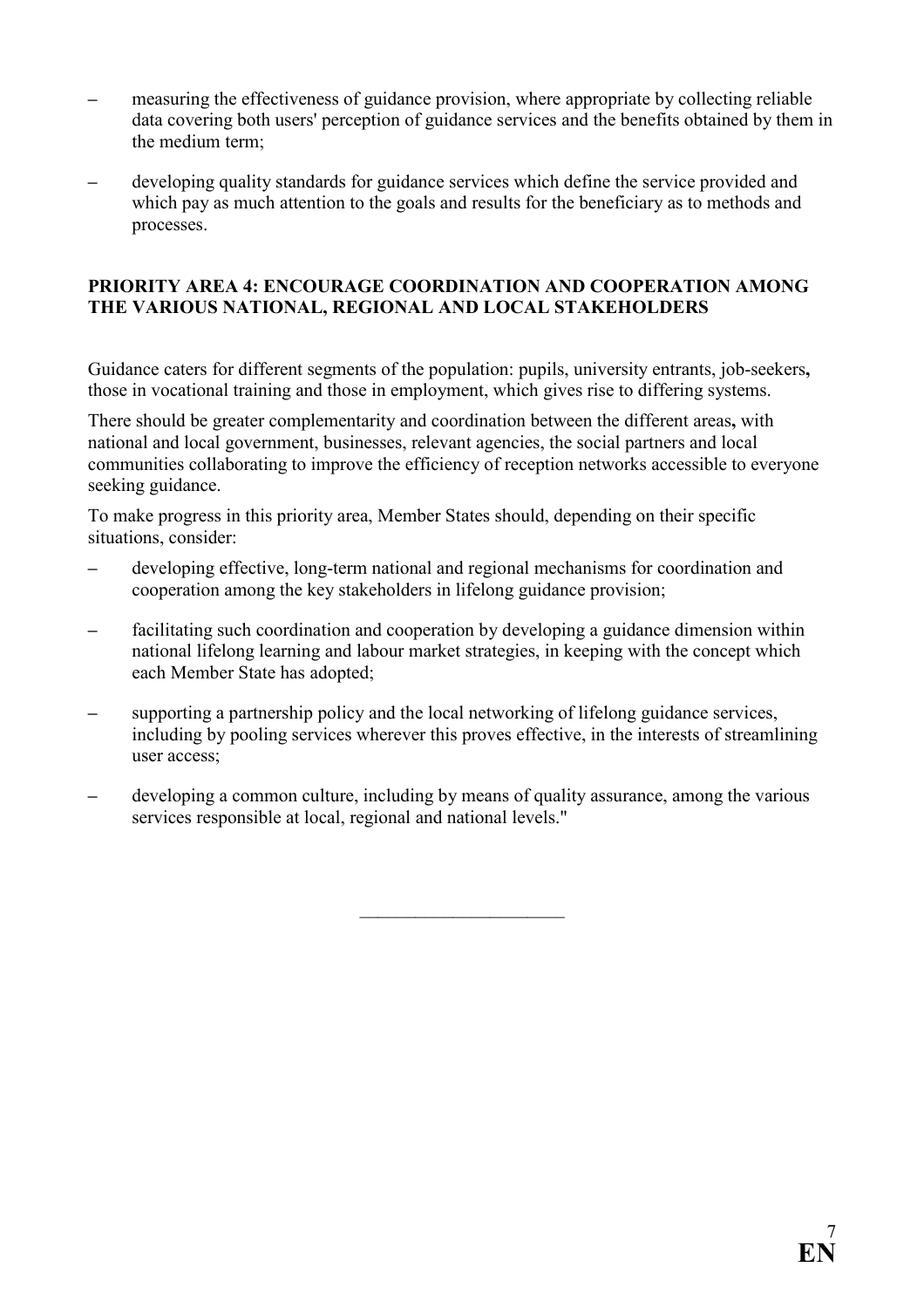- measuring the effectiveness of guidance provision, where appropriate by collecting reliable data covering both users' perception of guidance services and the benefits obtained by them in the medium term;
- developing quality standards for guidance services which define the service provided and which pay as much attention to the goals and results for the beneficiary as to methods and processes.

**PRIORITY AREA 4: ENCOURAGE COORDINATION AND COOPERATION AMONG THE VARIOUS NATIONAL, REGIONAL AND LOCAL STAKEHOLDERS**

Guidance caters for different segments of the population: pupils, university entrants, job-seekers**,** those in vocational training and those in employment, which gives rise to differing systems.

There should be greater complementarity and coordination between the different areas**,** with national and local government, businesses, relevant agencies, the social partners and local communities collaborating to improve the efficiency of reception networks accessible to everyone seeking guidance.

To make progress in this priority area, Member States should, depending on their specific situations, consider:

- developing effective, long-term national and regional mechanisms for coordination and cooperation among the key stakeholders in lifelong guidance provision;
- facilitating such coordination and cooperation by developing a guidance dimension within national lifelong learning and labour market strategies, in keeping with the concept which each Member State has adopted;
- supporting a partnership policy and the local networking of lifelong guidance services, including by pooling services wherever this proves effective, in the interests of streamlining user access;
- developing a common culture, including by means of quality assurance, among the various services responsible at local, regional and national levels."

______________________